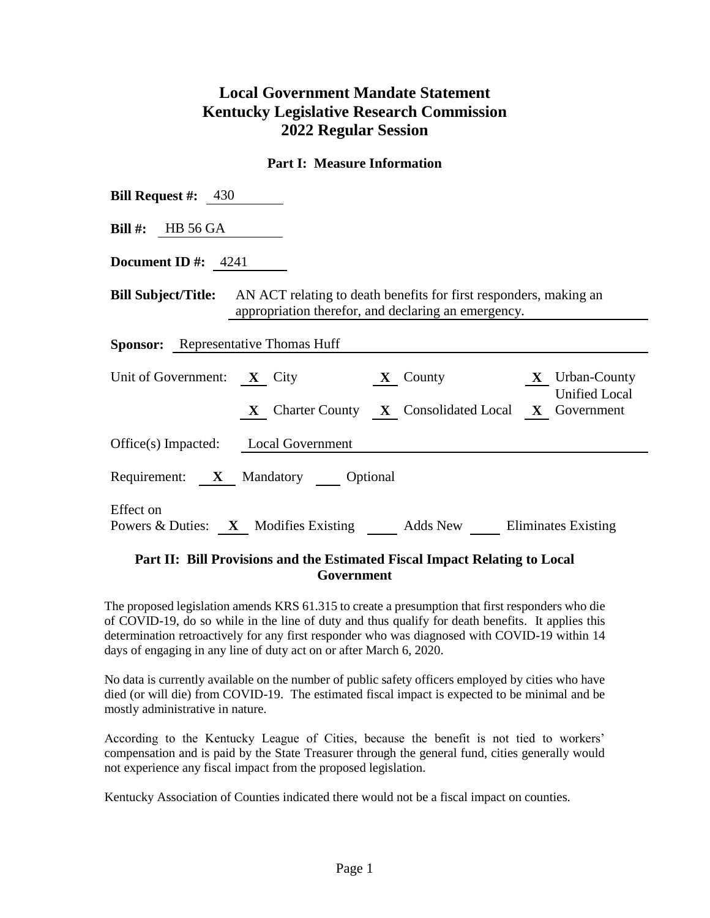# Local Government Mandate Statement
# Kentucky Legislative Research Commission
# 2022 Regular Session

### Part I: Measure Information

**Bill Request #:** 430

**Bill #:** HB 56 GA

**Document ID #:** 4241

**Bill Subject/Title:** AN ACT relating to death benefits for first responders, making an appropriation therefor, and declaring an emergency.

**Sponsor:** Representative Thomas Huff

Unit of Government: **X** City **X** County **X** Urban-County **X** Charter County **X** Consolidated Local **X** Unified Local Government

Office(s) Impacted: Local Government

Requirement: **X** Mandatory ___ Optional

Effect on Powers & Duties: **X** Modifies Existing ___ Adds New ___ Eliminates Existing

### Part II: Bill Provisions and the Estimated Fiscal Impact Relating to Local Government

The proposed legislation amends KRS 61.315 to create a presumption that first responders who die of COVID-19, do so while in the line of duty and thus qualify for death benefits. It applies this determination retroactively for any first responder who was diagnosed with COVID-19 within 14 days of engaging in any line of duty act on or after March 6, 2020.

No data is currently available on the number of public safety officers employed by cities who have died (or will die) from COVID-19. The estimated fiscal impact is expected to be minimal and be mostly administrative in nature.

According to the Kentucky League of Cities, because the benefit is not tied to workers' compensation and is paid by the State Treasurer through the general fund, cities generally would not experience any fiscal impact from the proposed legislation.

Kentucky Association of Counties indicated there would not be a fiscal impact on counties.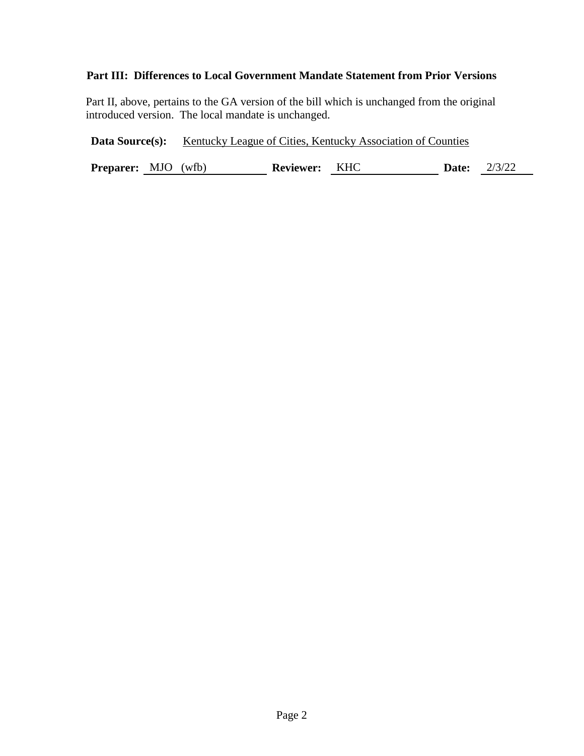**Part III: Differences to Local Government Mandate Statement from Prior Versions**

Part II, above, pertains to the GA version of the bill which is unchanged from the original introduced version. The local mandate is unchanged.

**Data Source(s):** Kentucky League of Cities, Kentucky Association of Counties

**Preparer:** MJO (wfb) **Reviewer:** KHC **Date:** 2/3/22